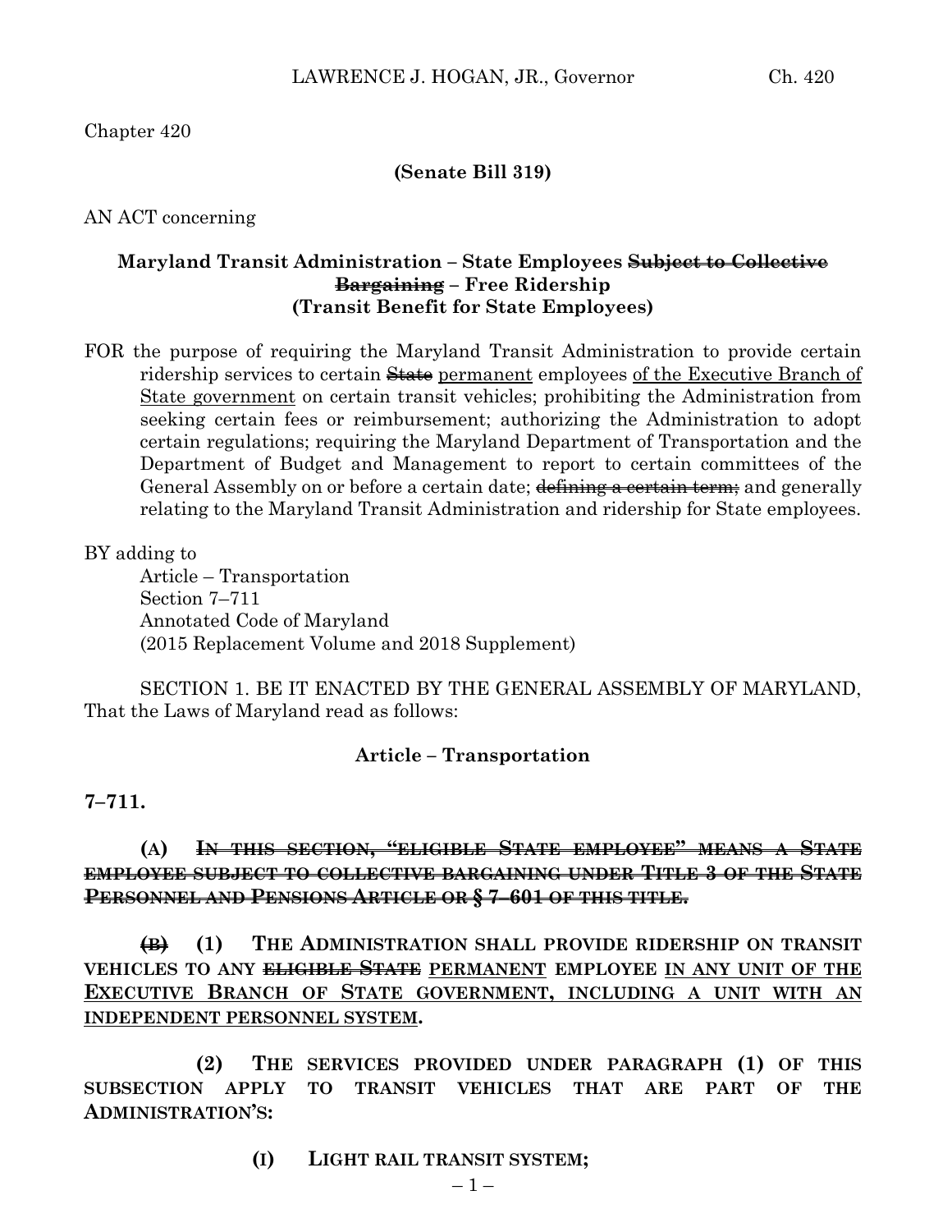Chapter 420

**(Senate Bill 319)**

AN ACT concerning

**Maryland Transit Administration – State Employees ~~Subject to Collective Bargaining~~ – Free Ridership (Transit Benefit for State Employees)**

FOR the purpose of requiring the Maryland Transit Administration to provide certain ridership services to certain ~~State~~ <u>permanent</u> employees <u>of the Executive Branch of State government</u> on certain transit vehicles; prohibiting the Administration from seeking certain fees or reimbursement; authorizing the Administration to adopt certain regulations; requiring the Maryland Department of Transportation and the Department of Budget and Management to report to certain committees of the General Assembly on or before a certain date; ~~defining a certain term;~~ and generally relating to the Maryland Transit Administration and ridership for State employees.

BY adding to
Article – Transportation
Section 7–711
Annotated Code of Maryland
(2015 Replacement Volume and 2018 Supplement)

SECTION 1. BE IT ENACTED BY THE GENERAL ASSEMBLY OF MARYLAND, That the Laws of Maryland read as follows:

**Article – Transportation**

**7–711.**

**(A) ~~IN THIS SECTION, "ELIGIBLE STATE EMPLOYEE" MEANS A STATE EMPLOYEE SUBJECT TO COLLECTIVE BARGAINING UNDER TITLE 3 OF THE STATE PERSONNEL AND PENSIONS ARTICLE OR § 7–601 OF THIS TITLE.~~**

**~~(B)~~ (1) THE ADMINISTRATION SHALL PROVIDE RIDERSHIP ON TRANSIT VEHICLES TO ANY ~~ELIGIBLE STATE~~ <u>PERMANENT</u> EMPLOYEE <u>IN ANY UNIT OF THE EXECUTIVE BRANCH OF STATE GOVERNMENT, INCLUDING A UNIT WITH AN INDEPENDENT PERSONNEL SYSTEM</u>.**

**(2) THE SERVICES PROVIDED UNDER PARAGRAPH (1) OF THIS SUBSECTION APPLY TO TRANSIT VEHICLES THAT ARE PART OF THE ADMINISTRATION'S:**

**(I) LIGHT RAIL TRANSIT SYSTEM;**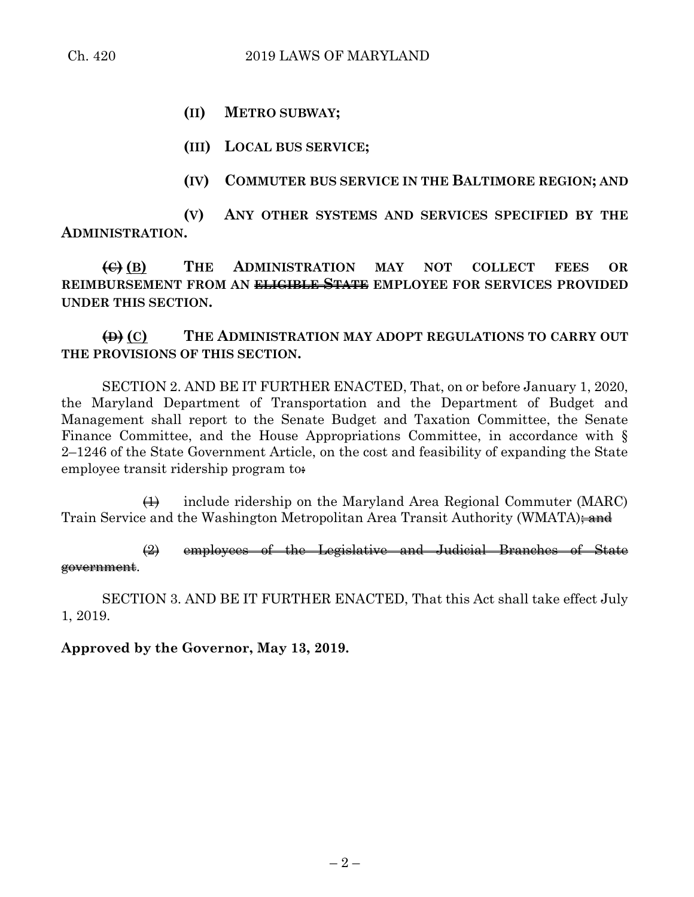**(II) METRO SUBWAY;**

**(III) LOCAL BUS SERVICE;**

**(IV) COMMUTER BUS SERVICE IN THE BALTIMORE REGION; AND**

**(V) ANY OTHER SYSTEMS AND SERVICES SPECIFIED BY THE ADMINISTRATION.**

~~(C)~~ <u>(B)</u> **THE ADMINISTRATION MAY NOT COLLECT FEES OR REIMBURSEMENT FROM AN ~~ELIGIBLE STATE~~ EMPLOYEE FOR SERVICES PROVIDED UNDER THIS SECTION.**

~~(D)~~ <u>(C)</u> **THE ADMINISTRATION MAY ADOPT REGULATIONS TO CARRY OUT THE PROVISIONS OF THIS SECTION.**

SECTION 2. AND BE IT FURTHER ENACTED, That, on or before January 1, 2020, the Maryland Department of Transportation and the Department of Budget and Management shall report to the Senate Budget and Taxation Committee, the Senate Finance Committee, and the House Appropriations Committee, in accordance with § 2–1246 of the State Government Article, on the cost and feasibility of expanding the State employee transit ridership program to~~:~~

~~(1)~~ include ridership on the Maryland Area Regional Commuter (MARC) Train Service and the Washington Metropolitan Area Transit Authority (WMATA)~~; and~~

~~(2) employees of the Legislative and Judicial Branches of State government~~.

SECTION 3. AND BE IT FURTHER ENACTED, That this Act shall take effect July 1, 2019.

**Approved by the Governor, May 13, 2019.**